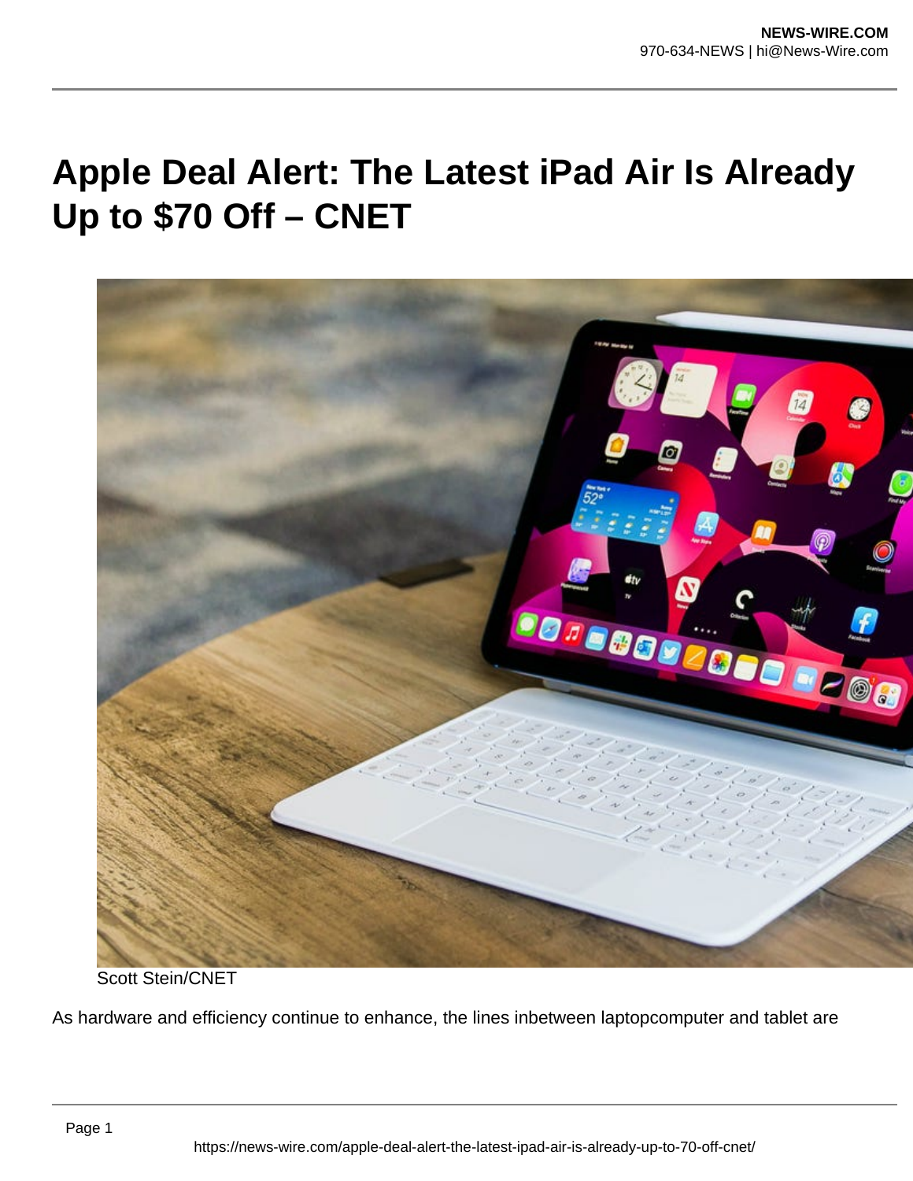# Apple Deal Alert: The Latest iPad Air Is Already Up to $70 Off – CNET

Scott Stein/CNET

As hardware and efficiency continue to enhance, the lines inbetween laptopcomputer and tablet are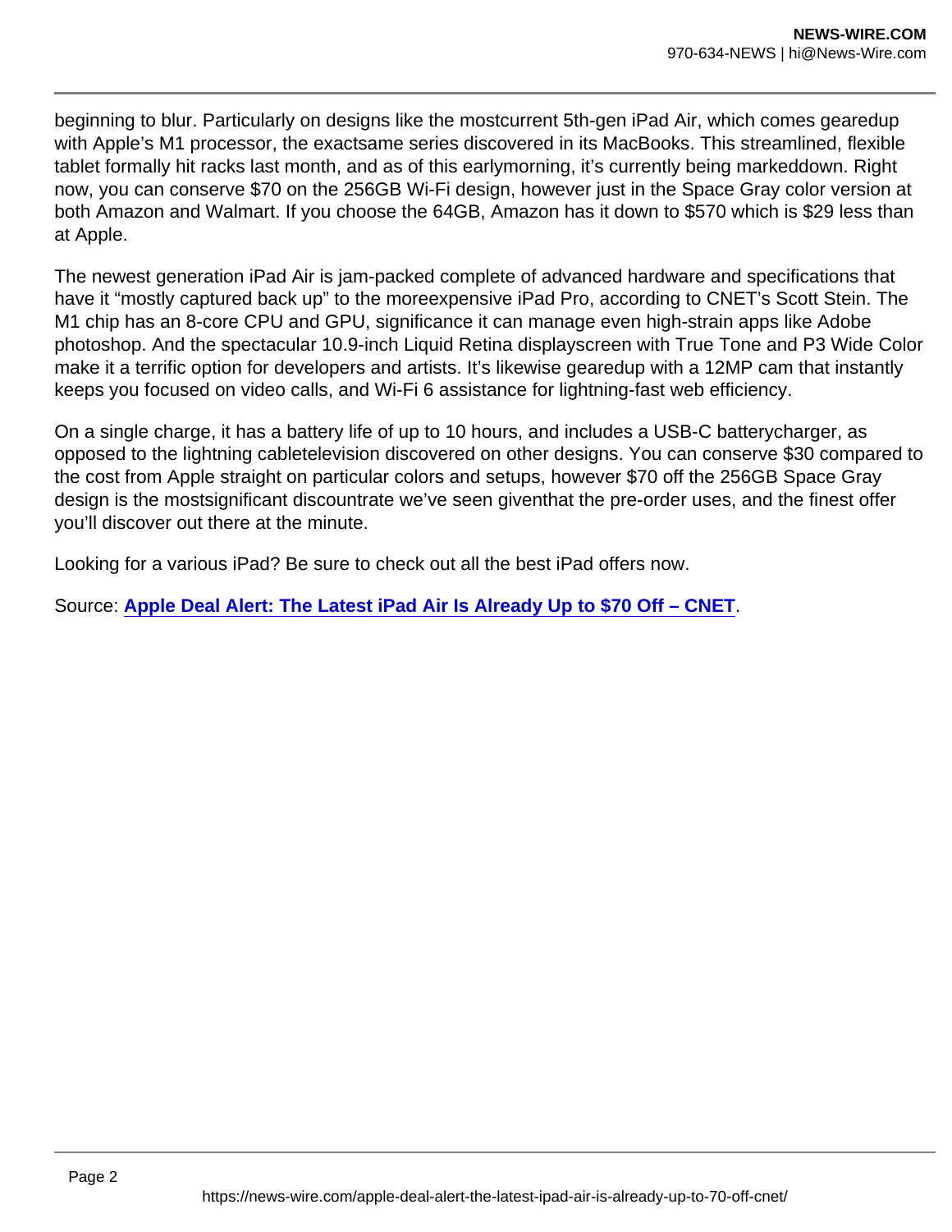beginning to blur. Particularly on designs like the mostcurrent 5th-gen iPad Air, which comes gearedup with Apple's M1 processor, the exactsame series discovered in its MacBooks. This streamlined, flexible tablet formally hit racks last month, and as of this earlymorning, it's currently being markeddown. Right now, you can conserve $70 on the 256GB Wi-Fi design, however just in the Space Gray color version at both Amazon and Walmart. If you choose the 64GB, Amazon has it down to $570 which is $29 less than at Apple.

The newest generation iPad Air is jam-packed complete of advanced hardware and specifications that have it "mostly captured back up" to the moreexpensive iPad Pro, according to CNET's Scott Stein. The M1 chip has an 8-core CPU and GPU, significance it can manage even high-strain apps like Adobe photoshop. And the spectacular 10.9-inch Liquid Retina displayscreen with True Tone and P3 Wide Color make it a terrific option for developers and artists. It's likewise gearedup with a 12MP cam that instantly keeps you focused on video calls, and Wi-Fi 6 assistance for lightning-fast web efficiency.

On a single charge, it has a battery life of up to 10 hours, and includes a USB-C batterycharger, as opposed to the lightning cabletelevision discovered on other designs. You can conserve $30 compared to the cost from Apple straight on particular colors and setups, however $70 off the 256GB Space Gray design is the mostsignificant discountrate we've seen giventhat the pre-order uses, and the finest offer you'll discover out there at the minute.

Looking for a various iPad? Be sure to check out all the best iPad offers now.

Source: **[Apple Deal Alert: The Latest iPad Air Is Already Up to $70 Off – CNET](https://news-wire.com/apple-deal-alert-the-latest-ipad-air-is-already-up-to-70-off-cnet/)**.